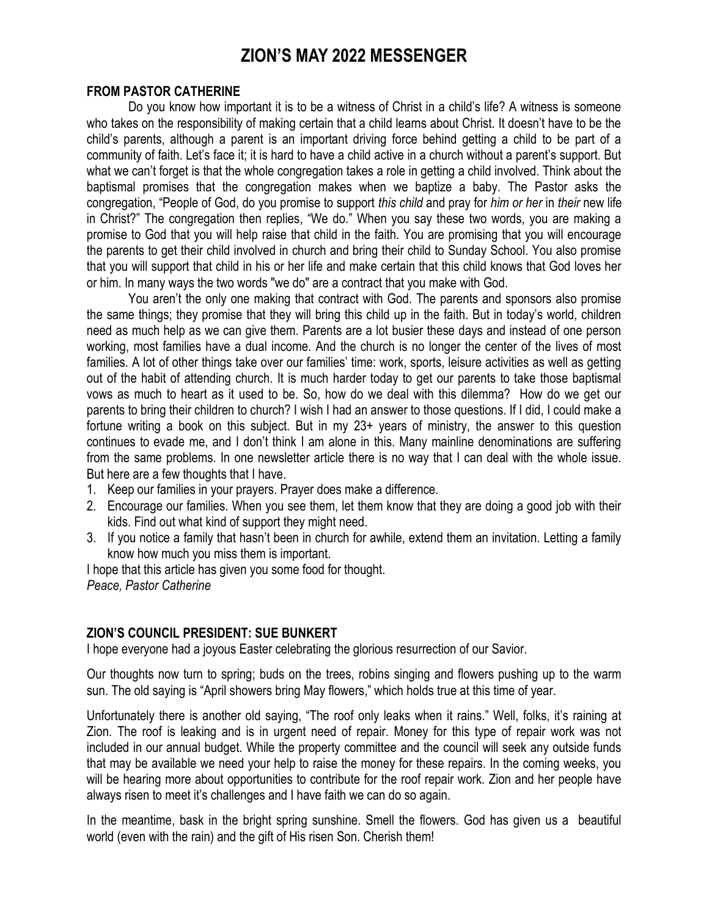# ZION'S MAY 2022 MESSENGER

## FROM PASTOR CATHERINE

Do you know how important it is to be a witness of Christ in a child's life? A witness is someone who takes on the responsibility of making certain that a child learns about Christ. It doesn't have to be the child's parents, although a parent is an important driving force behind getting a child to be part of a community of faith. Let's face it; it is hard to have a child active in a church without a parent's support. But what we can't forget is that the whole congregation takes a role in getting a child involved. Think about the baptismal promises that the congregation makes when we baptize a baby. The Pastor asks the congregation, "People of God, do you promise to support *this child* and pray for *him or her* in *their* new life in Christ?" The congregation then replies, "We do." When you say these two words, you are making a promise to God that you will help raise that child in the faith. You are promising that you will encourage the parents to get their child involved in church and bring their child to Sunday School. You also promise that you will support that child in his or her life and make certain that this child knows that God loves her or him. In many ways the two words "we do" are a contract that you make with God.

You aren't the only one making that contract with God. The parents and sponsors also promise the same things; they promise that they will bring this child up in the faith. But in today's world, children need as much help as we can give them. Parents are a lot busier these days and instead of one person working, most families have a dual income. And the church is no longer the center of the lives of most families. A lot of other things take over our families' time: work, sports, leisure activities as well as getting out of the habit of attending church. It is much harder today to get our parents to take those baptismal vows as much to heart as it used to be. So, how do we deal with this dilemma? How do we get our parents to bring their children to church? I wish I had an answer to those questions. If I did, I could make a fortune writing a book on this subject. But in my 23+ years of ministry, the answer to this question continues to evade me, and I don't think I am alone in this. Many mainline denominations are suffering from the same problems. In one newsletter article there is no way that I can deal with the whole issue. But here are a few thoughts that I have.

1. Keep our families in your prayers. Prayer does make a difference.
2. Encourage our families. When you see them, let them know that they are doing a good job with their kids. Find out what kind of support they might need.
3. If you notice a family that hasn't been in church for awhile, extend them an invitation. Letting a family know how much you miss them is important.

I hope that this article has given you some food for thought.
*Peace, Pastor Catherine*

## ZION'S COUNCIL PRESIDENT: SUE BUNKERT

I hope everyone had a joyous Easter celebrating the glorious resurrection of our Savior.

Our thoughts now turn to spring; buds on the trees, robins singing and flowers pushing up to the warm sun. The old saying is "April showers bring May flowers," which holds true at this time of year.

Unfortunately there is another old saying, "The roof only leaks when it rains." Well, folks, it's raining at Zion. The roof is leaking and is in urgent need of repair. Money for this type of repair work was not included in our annual budget. While the property committee and the council will seek any outside funds that may be available we need your help to raise the money for these repairs. In the coming weeks, you will be hearing more about opportunities to contribute for the roof repair work. Zion and her people have always risen to meet it's challenges and I have faith we can do so again.

In the meantime, bask in the bright spring sunshine. Smell the flowers. God has given us a beautiful world (even with the rain) and the gift of His risen Son. Cherish them!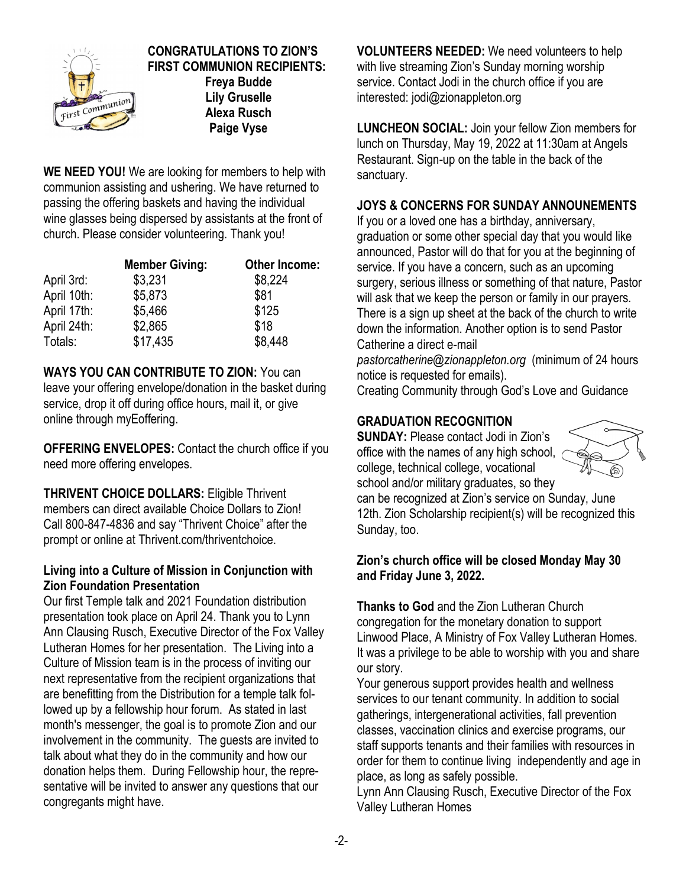**CONGRATULATIONS TO ZION'S FIRST COMMUNION RECIPIENTS:**

**Freya Budde**
**Lily Gruselle**
**Alexa Rusch**
**Paige Vyse**

**WE NEED YOU!** We are looking for members to help with communion assisting and ushering. We have returned to passing the offering baskets and having the individual wine glasses being dispersed by assistants at the front of church. Please consider volunteering. Thank you!

| | Member Giving: | Other Income: |
|---|---|---|
| April 3rd: | $3,231 | $8,224 |
| April 10th: | $5,873 | $81 |
| April 17th: | $5,466 | $125 |
| April 24th: | $2,865 | $18 |
| Totals: | $17,435 | $8,448 |

**WAYS YOU CAN CONTRIBUTE TO ZION:** You can leave your offering envelope/donation in the basket during service, drop it off during office hours, mail it, or give online through myEoffering.

**OFFERING ENVELOPES:** Contact the church office if you need more offering envelopes.

**THRIVENT CHOICE DOLLARS:** Eligible Thrivent members can direct available Choice Dollars to Zion! Call 800-847-4836 and say "Thrivent Choice" after the prompt or online at Thrivent.com/thriventchoice.

**Living into a Culture of Mission in Conjunction with Zion Foundation Presentation**

Our first Temple talk and 2021 Foundation distribution presentation took place on April 24. Thank you to Lynn Ann Clausing Rusch, Executive Director of the Fox Valley Lutheran Homes for her presentation. The Living into a Culture of Mission team is in the process of inviting our next representative from the recipient organizations that are benefitting from the Distribution for a temple talk followed up by a fellowship hour forum. As stated in last month's messenger, the goal is to promote Zion and our involvement in the community. The guests are invited to talk about what they do in the community and how our donation helps them. During Fellowship hour, the representative will be invited to answer any questions that our congregants might have.

**VOLUNTEERS NEEDED:** We need volunteers to help with live streaming Zion's Sunday morning worship service. Contact Jodi in the church office if you are interested: jodi@zionappleton.org

**LUNCHEON SOCIAL:** Join your fellow Zion members for lunch on Thursday, May 19, 2022 at 11:30am at Angels Restaurant. Sign-up on the table in the back of the sanctuary.

**JOYS & CONCERNS FOR SUNDAY ANNOUNEMENTS**

If you or a loved one has a birthday, anniversary, graduation or some other special day that you would like announced, Pastor will do that for you at the beginning of service. If you have a concern, such as an upcoming surgery, serious illness or something of that nature, Pastor will ask that we keep the person or family in our prayers. There is a sign up sheet at the back of the church to write down the information. Another option is to send Pastor Catherine a direct e-mail *pastorcatherine@zionappleton.org* (minimum of 24 hours notice is requested for emails).

Creating Community through God's Love and Guidance

**GRADUATION RECOGNITION SUNDAY:** Please contact Jodi in Zion's office with the names of any high school, college, technical college, vocational school and/or military graduates, so they can be recognized at Zion's service on Sunday, June 12th. Zion Scholarship recipient(s) will be recognized this Sunday, too.

**Zion's church office will be closed Monday May 30 and Friday June 3, 2022.**

**Thanks to God** and the Zion Lutheran Church congregation for the monetary donation to support Linwood Place, A Ministry of Fox Valley Lutheran Homes. It was a privilege to be able to worship with you and share our story.

Your generous support provides health and wellness services to our tenant community. In addition to social gatherings, intergenerational activities, fall prevention classes, vaccination clinics and exercise programs, our staff supports tenants and their families with resources in order for them to continue living independently and age in place, as long as safely possible.

Lynn Ann Clausing Rusch, Executive Director of the Fox Valley Lutheran Homes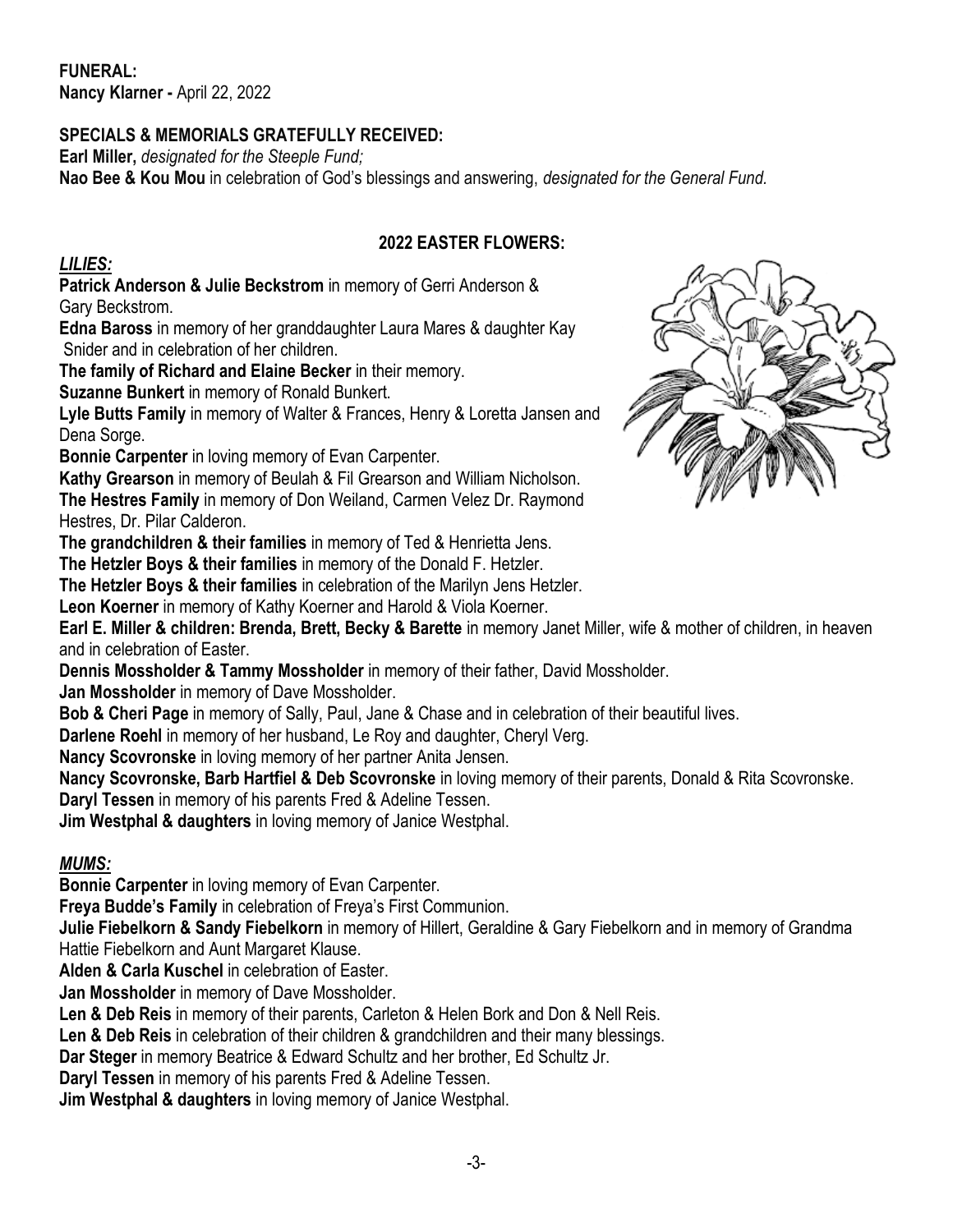**FUNERAL:**
**Nancy Klarner -** April 22, 2022

**SPECIALS & MEMORIALS GRATEFULLY RECEIVED:**
**Earl Miller,** *designated for the Steeple Fund;*
**Nao Bee & Kou Mou** in celebration of God's blessings and answering, *designated for the General Fund.*

## 2022 EASTER FLOWERS:

***LILIES:***

**Patrick Anderson & Julie Beckstrom** in memory of Gerri Anderson & Gary Beckstrom.
**Edna Baross** in memory of her granddaughter Laura Mares & daughter Kay Snider and in celebration of her children.
**The family of Richard and Elaine Becker** in their memory.
**Suzanne Bunkert** in memory of Ronald Bunkert.
**Lyle Butts Family** in memory of Walter & Frances, Henry & Loretta Jansen and Dena Sorge.
**Bonnie Carpenter** in loving memory of Evan Carpenter.
**Kathy Grearson** in memory of Beulah & Fil Grearson and William Nicholson.
**The Hestres Family** in memory of Don Weiland, Carmen Velez Dr. Raymond Hestres, Dr. Pilar Calderon.
**The grandchildren & their families** in memory of Ted & Henrietta Jens.
**The Hetzler Boys & their families** in memory of the Donald F. Hetzler.
**The Hetzler Boys & their families** in celebration of the Marilyn Jens Hetzler.
**Leon Koerner** in memory of Kathy Koerner and Harold & Viola Koerner.
**Earl E. Miller & children: Brenda, Brett, Becky & Barette** in memory Janet Miller, wife & mother of children, in heaven and in celebration of Easter.
**Dennis Mossholder & Tammy Mossholder** in memory of their father, David Mossholder.
**Jan Mossholder** in memory of Dave Mossholder.
**Bob & Cheri Page** in memory of Sally, Paul, Jane & Chase and in celebration of their beautiful lives.
**Darlene Roehl** in memory of her husband, Le Roy and daughter, Cheryl Verg.
**Nancy Scovronske** in loving memory of her partner Anita Jensen.
**Nancy Scovronske, Barb Hartfiel & Deb Scovronske** in loving memory of their parents, Donald & Rita Scovronske.
**Daryl Tessen** in memory of his parents Fred & Adeline Tessen.
**Jim Westphal & daughters** in loving memory of Janice Westphal.

***MUMS:***

**Bonnie Carpenter** in loving memory of Evan Carpenter.
**Freya Budde's Family** in celebration of Freya's First Communion.
**Julie Fiebelkorn & Sandy Fiebelkorn** in memory of Hillert, Geraldine & Gary Fiebelkorn and in memory of Grandma Hattie Fiebelkorn and Aunt Margaret Klause.
**Alden & Carla Kuschel** in celebration of Easter.
**Jan Mossholder** in memory of Dave Mossholder.
**Len & Deb Reis** in memory of their parents, Carleton & Helen Bork and Don & Nell Reis.
**Len & Deb Reis** in celebration of their children & grandchildren and their many blessings.
**Dar Steger** in memory Beatrice & Edward Schultz and her brother, Ed Schultz Jr.
**Daryl Tessen** in memory of his parents Fred & Adeline Tessen.
**Jim Westphal & daughters** in loving memory of Janice Westphal.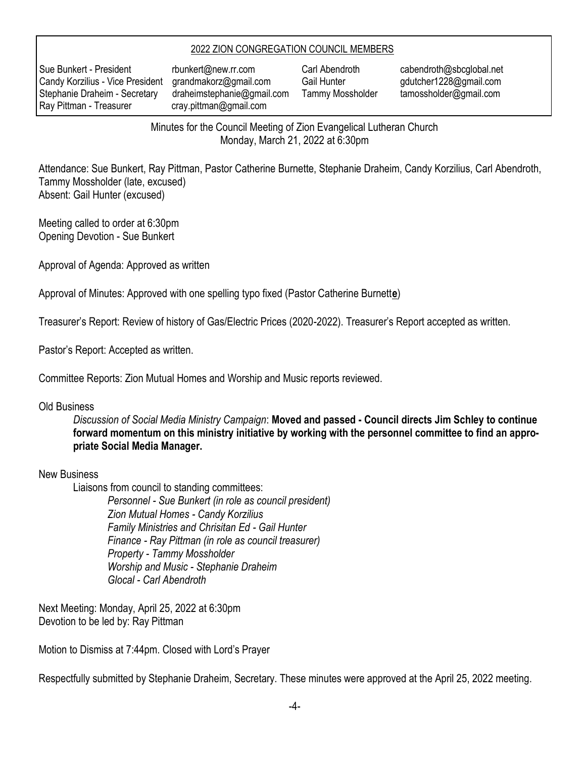## 2022 ZION CONGREGATION COUNCIL MEMBERS

| | | | |
|---|---|---|---|
| Sue Bunkert - President | rbunkert@new.rr.com | Carl Abendroth | cabendroth@sbcglobal.net |
| Candy Korzilius - Vice President | grandmakorz@gmail.com | Gail Hunter | gdutcher1228@gmail.com |
| Stephanie Draheim - Secretary | draheimstephanie@gmail.com | Tammy Mossholder | tamossholder@gmail.com |
| Ray Pittman - Treasurer | cray.pittman@gmail.com | | |

Minutes for the Council Meeting of Zion Evangelical Lutheran Church
Monday, March 21, 2022 at 6:30pm

Attendance: Sue Bunkert, Ray Pittman, Pastor Catherine Burnette, Stephanie Draheim, Candy Korzilius, Carl Abendroth, Tammy Mossholder (late, excused)
Absent: Gail Hunter (excused)

Meeting called to order at 6:30pm
Opening Devotion - Sue Bunkert

Approval of Agenda: Approved as written

Approval of Minutes: Approved with one spelling typo fixed (Pastor Catherine Burnett**e**)

Treasurer's Report: Review of history of Gas/Electric Prices (2020-2022). Treasurer's Report accepted as written.

Pastor's Report: Accepted as written.

Committee Reports: Zion Mutual Homes and Worship and Music reports reviewed.

Old Business

*Discussion of Social Media Ministry Campaign*: **Moved and passed - Council directs Jim Schley to continue forward momentum on this ministry initiative by working with the personnel committee to find an appropriate Social Media Manager.**

New Business

Liaisons from council to standing committees:

*Personnel - Sue Bunkert (in role as council president)*
*Zion Mutual Homes - Candy Korzilius*
*Family Ministries and Chrisitan Ed - Gail Hunter*
*Finance - Ray Pittman (in role as council treasurer)*
*Property - Tammy Mossholder*
*Worship and Music - Stephanie Draheim*
*Glocal - Carl Abendroth*

Next Meeting: Monday, April 25, 2022 at 6:30pm
Devotion to be led by: Ray Pittman

Motion to Dismiss at 7:44pm. Closed with Lord's Prayer

Respectfully submitted by Stephanie Draheim, Secretary. These minutes were approved at the April 25, 2022 meeting.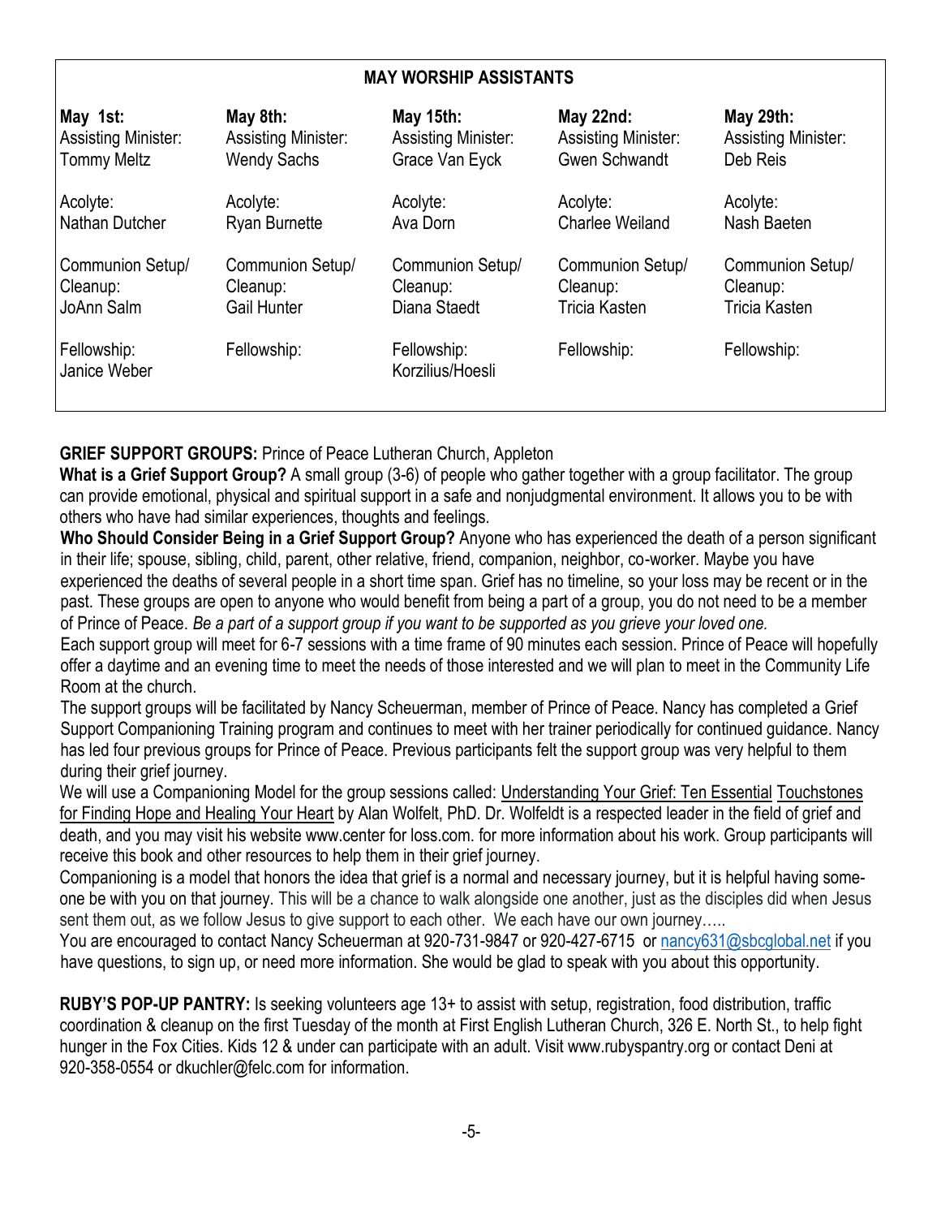**MAY WORSHIP ASSISTANTS**

| May 1st: | May 8th: | May 15th: | May 22nd: | May 29th: |
|---|---|---|---|---|
| Assisting Minister: Tommy Meltz | Assisting Minister: Wendy Sachs | Assisting Minister: Grace Van Eyck | Assisting Minister: Gwen Schwandt | Assisting Minister: Deb Reis |
| Acolyte: Nathan Dutcher | Acolyte: Ryan Burnette | Acolyte: Ava Dorn | Acolyte: Charlee Weiland | Acolyte: Nash Baeten |
| Communion Setup/ Cleanup: JoAnn Salm | Communion Setup/ Cleanup: Gail Hunter | Communion Setup/ Cleanup: Diana Staedt | Communion Setup/ Cleanup: Tricia Kasten | Communion Setup/ Cleanup: Tricia Kasten |
| Fellowship: Janice Weber | Fellowship: | Fellowship: Korzilius/Hoesli | Fellowship: | Fellowship: |

**GRIEF SUPPORT GROUPS:** Prince of Peace Lutheran Church, Appleton

**What is a Grief Support Group?** A small group (3-6) of people who gather together with a group facilitator. The group can provide emotional, physical and spiritual support in a safe and nonjudgmental environment. It allows you to be with others who have had similar experiences, thoughts and feelings.

**Who Should Consider Being in a Grief Support Group?** Anyone who has experienced the death of a person significant in their life; spouse, sibling, child, parent, other relative, friend, companion, neighbor, co-worker. Maybe you have experienced the deaths of several people in a short time span. Grief has no timeline, so your loss may be recent or in the past. These groups are open to anyone who would benefit from being a part of a group, you do not need to be a member of Prince of Peace. *Be a part of a support group if you want to be supported as you grieve your loved one.*

Each support group will meet for 6-7 sessions with a time frame of 90 minutes each session. Prince of Peace will hopefully offer a daytime and an evening time to meet the needs of those interested and we will plan to meet in the Community Life Room at the church.

The support groups will be facilitated by Nancy Scheuerman, member of Prince of Peace. Nancy has completed a Grief Support Companioning Training program and continues to meet with her trainer periodically for continued guidance. Nancy has led four previous groups for Prince of Peace. Previous participants felt the support group was very helpful to them during their grief journey.

We will use a Companioning Model for the group sessions called: Understanding Your Grief: Ten Essential Touchstones for Finding Hope and Healing Your Heart by Alan Wolfelt, PhD. Dr. Wolfeldt is a respected leader in the field of grief and death, and you may visit his website www.center for loss.com. for more information about his work. Group participants will receive this book and other resources to help them in their grief journey.

Companioning is a model that honors the idea that grief is a normal and necessary journey, but it is helpful having some-one be with you on that journey. This will be a chance to walk alongside one another, just as the disciples did when Jesus sent them out, as we follow Jesus to give support to each other. We each have our own journey…..

You are encouraged to contact Nancy Scheuerman at 920-731-9847 or 920-427-6715 or nancy631@sbcglobal.net if you have questions, to sign up, or need more information. She would be glad to speak with you about this opportunity.

**RUBY'S POP-UP PANTRY:** Is seeking volunteers age 13+ to assist with setup, registration, food distribution, traffic coordination & cleanup on the first Tuesday of the month at First English Lutheran Church, 326 E. North St., to help fight hunger in the Fox Cities. Kids 12 & under can participate with an adult. Visit www.rubyspantry.org or contact Deni at 920-358-0554 or dkuchler@felc.com for information.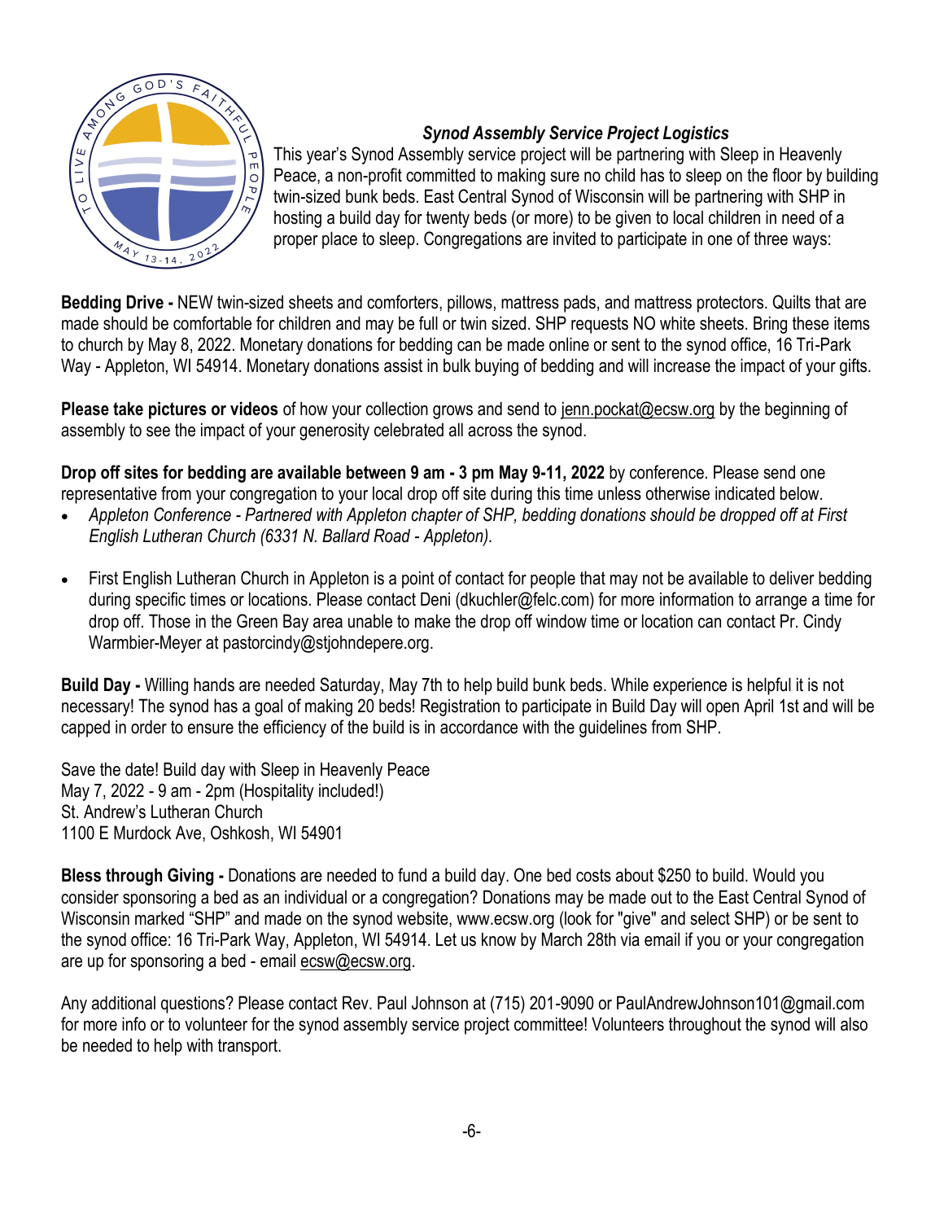### *Synod Assembly Service Project Logistics*

This year's Synod Assembly service project will be partnering with Sleep in Heavenly Peace, a non-profit committed to making sure no child has to sleep on the floor by building twin-sized bunk beds. East Central Synod of Wisconsin will be partnering with SHP in hosting a build day for twenty beds (or more) to be given to local children in need of a proper place to sleep. Congregations are invited to participate in one of three ways:

**Bedding Drive -** NEW twin-sized sheets and comforters, pillows, mattress pads, and mattress protectors. Quilts that are made should be comfortable for children and may be full or twin sized. SHP requests NO white sheets. Bring these items to church by May 8, 2022. Monetary donations for bedding can be made online or sent to the synod office, 16 Tri-Park Way - Appleton, WI 54914. Monetary donations assist in bulk buying of bedding and will increase the impact of your gifts.

**Please take pictures or videos** of how your collection grows and send to jenn.pockat@ecsw.org by the beginning of assembly to see the impact of your generosity celebrated all across the synod.

**Drop off sites for bedding are available between 9 am - 3 pm May 9-11, 2022** by conference. Please send one representative from your congregation to your local drop off site during this time unless otherwise indicated below.

- *Appleton Conference - Partnered with Appleton chapter of SHP, bedding donations should be dropped off at First English Lutheran Church (6331 N. Ballard Road - Appleton).*

- First English Lutheran Church in Appleton is a point of contact for people that may not be available to deliver bedding during specific times or locations. Please contact Deni (dkuchler@felc.com) for more information to arrange a time for drop off. Those in the Green Bay area unable to make the drop off window time or location can contact Pr. Cindy Warmbier-Meyer at pastorcindy@stjohndepere.org.

**Build Day -** Willing hands are needed Saturday, May 7th to help build bunk beds. While experience is helpful it is not necessary! The synod has a goal of making 20 beds! Registration to participate in Build Day will open April 1st and will be capped in order to ensure the efficiency of the build is in accordance with the guidelines from SHP.

Save the date! Build day with Sleep in Heavenly Peace
May 7, 2022 - 9 am - 2pm (Hospitality included!)
St. Andrew's Lutheran Church
1100 E Murdock Ave, Oshkosh, WI 54901

**Bless through Giving -** Donations are needed to fund a build day. One bed costs about $250 to build. Would you consider sponsoring a bed as an individual or a congregation? Donations may be made out to the East Central Synod of Wisconsin marked "SHP" and made on the synod website, www.ecsw.org (look for "give" and select SHP) or be sent to the synod office: 16 Tri-Park Way, Appleton, WI 54914. Let us know by March 28th via email if you or your congregation are up for sponsoring a bed - email ecsw@ecsw.org.

Any additional questions? Please contact Rev. Paul Johnson at (715) 201-9090 or PaulAndrewJohnson101@gmail.com for more info or to volunteer for the synod assembly service project committee! Volunteers throughout the synod will also be needed to help with transport.